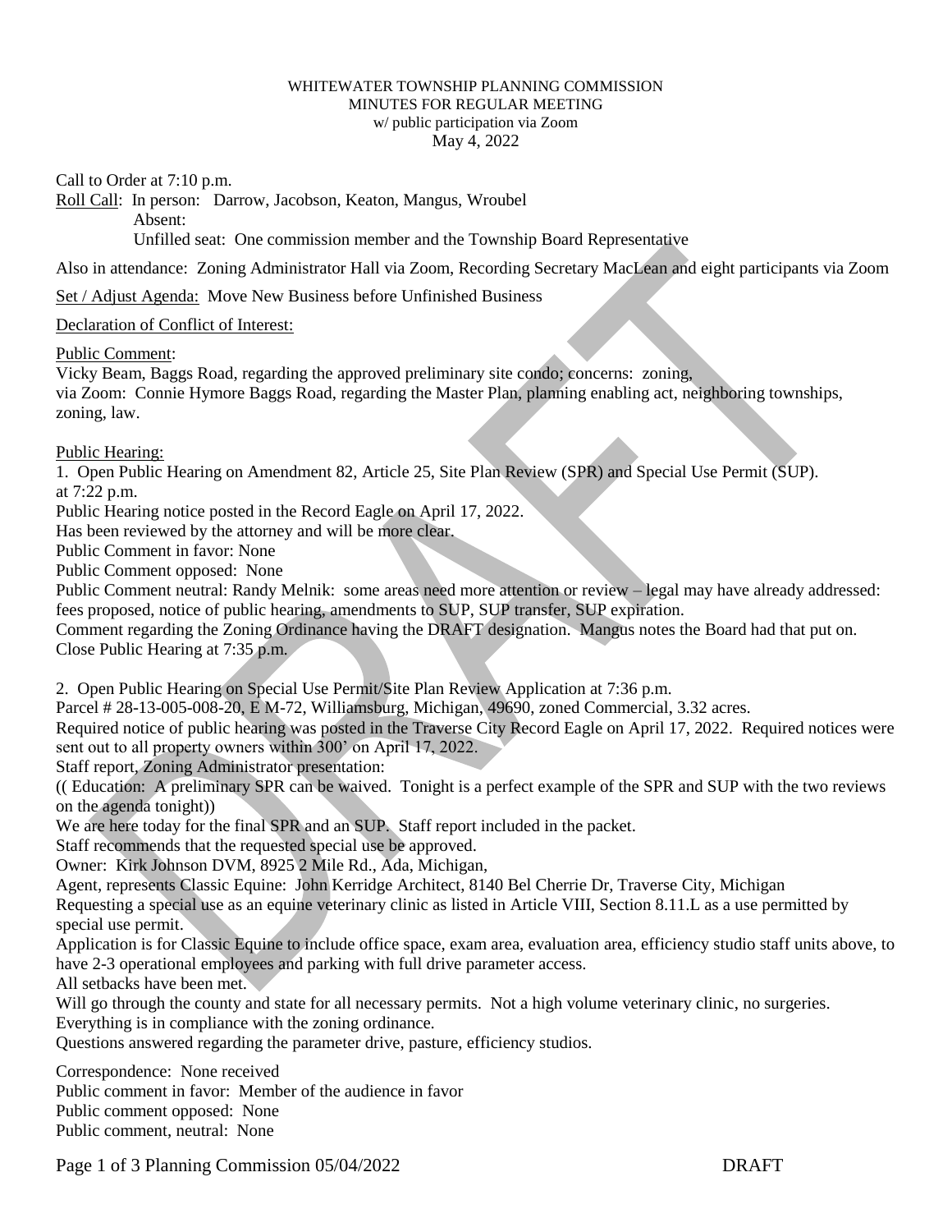WHITEWATER TOWNSHIP PLANNING COMMISSION
MINUTES FOR REGULAR MEETING
w/ public participation via Zoom
May 4, 2022

Call to Order at 7:10 p.m.

Roll Call: In person: Darrow, Jacobson, Keaton, Mangus, Wroubel
Absent:
Unfilled seat: One commission member and the Township Board Representative

Also in attendance: Zoning Administrator Hall via Zoom, Recording Secretary MacLean and eight participants via Zoom

Set / Adjust Agenda: Move New Business before Unfinished Business

Declaration of Conflict of Interest:

Public Comment:
Vicky Beam, Baggs Road, regarding the approved preliminary site condo; concerns: zoning,
via Zoom: Connie Hymore Baggs Road, regarding the Master Plan, planning enabling act, neighboring townships, zoning, law.

Public Hearing:

1. Open Public Hearing on Amendment 82, Article 25, Site Plan Review (SPR) and Special Use Permit (SUP). at 7:22 p.m.
Public Hearing notice posted in the Record Eagle on April 17, 2022.
Has been reviewed by the attorney and will be more clear.
Public Comment in favor: None
Public Comment opposed: None
Public Comment neutral: Randy Melnik: some areas need more attention or review – legal may have already addressed: fees proposed, notice of public hearing, amendments to SUP, SUP transfer, SUP expiration.
Comment regarding the Zoning Ordinance having the DRAFT designation. Mangus notes the Board had that put on.
Close Public Hearing at 7:35 p.m.

2. Open Public Hearing on Special Use Permit/Site Plan Review Application at 7:36 p.m.
Parcel # 28-13-005-008-20, E M-72, Williamsburg, Michigan, 49690, zoned Commercial, 3.32 acres.
Required notice of public hearing was posted in the Traverse City Record Eagle on April 17, 2022. Required notices were sent out to all property owners within 300' on April 17, 2022.
Staff report, Zoning Administrator presentation:
(( Education: A preliminary SPR can be waived. Tonight is a perfect example of the SPR and SUP with the two reviews on the agenda tonight))
We are here today for the final SPR and an SUP. Staff report included in the packet.
Staff recommends that the requested special use be approved.
Owner: Kirk Johnson DVM, 8925 2 Mile Rd., Ada, Michigan,
Agent, represents Classic Equine: John Kerridge Architect, 8140 Bel Cherrie Dr, Traverse City, Michigan
Requesting a special use as an equine veterinary clinic as listed in Article VIII, Section 8.11.L as a use permitted by special use permit.
Application is for Classic Equine to include office space, exam area, evaluation area, efficiency studio staff units above, to have 2-3 operational employees and parking with full drive parameter access.
All setbacks have been met.
Will go through the county and state for all necessary permits. Not a high volume veterinary clinic, no surgeries.
Everything is in compliance with the zoning ordinance.
Questions answered regarding the parameter drive, pasture, efficiency studios.

Correspondence: None received
Public comment in favor: Member of the audience in favor
Public comment opposed: None
Public comment, neutral: None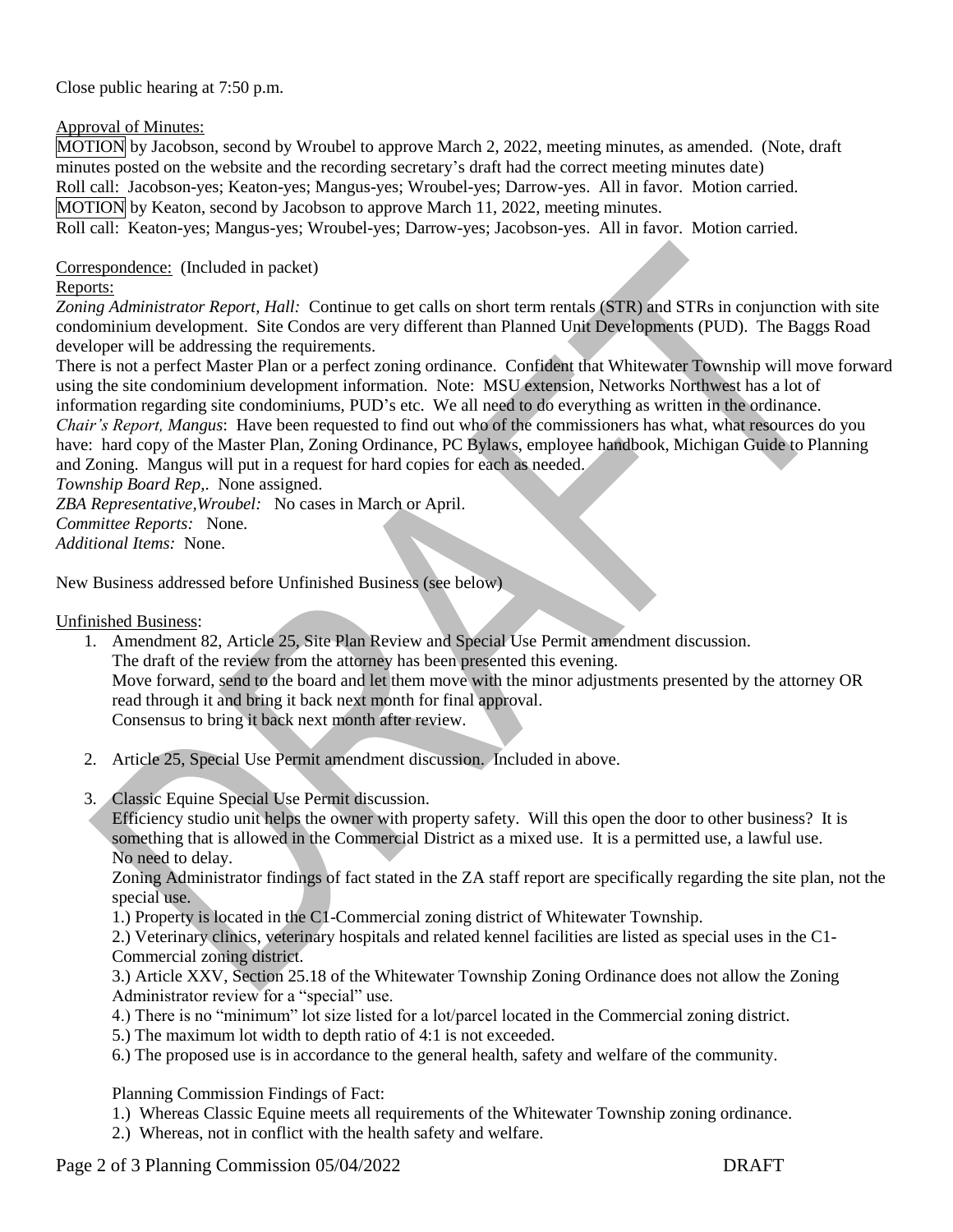Close public hearing at 7:50 p.m.

Approval of Minutes:

MOTION by Jacobson, second by Wroubel to approve March 2, 2022, meeting minutes, as amended. (Note, draft minutes posted on the website and the recording secretary's draft had the correct meeting minutes date)
Roll call: Jacobson-yes; Keaton-yes; Mangus-yes; Wroubel-yes; Darrow-yes. All in favor. Motion carried.
MOTION by Keaton, second by Jacobson to approve March 11, 2022, meeting minutes.
Roll call: Keaton-yes; Mangus-yes; Wroubel-yes; Darrow-yes; Jacobson-yes. All in favor. Motion carried.

Correspondence: (Included in packet)

Reports:

*Zoning Administrator Report, Hall:* Continue to get calls on short term rentals (STR) and STRs in conjunction with site condominium development. Site Condos are very different than Planned Unit Developments (PUD). The Baggs Road developer will be addressing the requirements.

There is not a perfect Master Plan or a perfect zoning ordinance. Confident that Whitewater Township will move forward using the site condominium development information. Note: MSU extension, Networks Northwest has a lot of information regarding site condominiums, PUD's etc. We all need to do everything as written in the ordinance.

*Chair's Report, Mangus*: Have been requested to find out who of the commissioners has what, what resources do you have: hard copy of the Master Plan, Zoning Ordinance, PC Bylaws, employee handbook, Michigan Guide to Planning and Zoning. Mangus will put in a request for hard copies for each as needed.

*Township Board Rep,.* None assigned.

*ZBA Representative,Wroubel:* No cases in March or April.

*Committee Reports:* None.

*Additional Items:* None.

New Business addressed before Unfinished Business (see below)

Unfinished Business:

1. Amendment 82, Article 25, Site Plan Review and Special Use Permit amendment discussion.
   The draft of the review from the attorney has been presented this evening.
   Move forward, send to the board and let them move with the minor adjustments presented by the attorney OR read through it and bring it back next month for final approval.
   Consensus to bring it back next month after review.

2. Article 25, Special Use Permit amendment discussion. Included in above.

3. Classic Equine Special Use Permit discussion.
   Efficiency studio unit helps the owner with property safety. Will this open the door to other business? It is something that is allowed in the Commercial District as a mixed use. It is a permitted use, a lawful use. No need to delay.
   Zoning Administrator findings of fact stated in the ZA staff report are specifically regarding the site plan, not the special use.
   1.) Property is located in the C1-Commercial zoning district of Whitewater Township.
   2.) Veterinary clinics, veterinary hospitals and related kennel facilities are listed as special uses in the C1-Commercial zoning district.
   3.) Article XXV, Section 25.18 of the Whitewater Township Zoning Ordinance does not allow the Zoning Administrator review for a "special" use.
   4.) There is no "minimum" lot size listed for a lot/parcel located in the Commercial zoning district.
   5.) The maximum lot width to depth ratio of 4:1 is not exceeded.
   6.) The proposed use is in accordance to the general health, safety and welfare of the community.

   Planning Commission Findings of Fact:
   1.) Whereas Classic Equine meets all requirements of the Whitewater Township zoning ordinance.
   2.) Whereas, not in conflict with the health safety and welfare.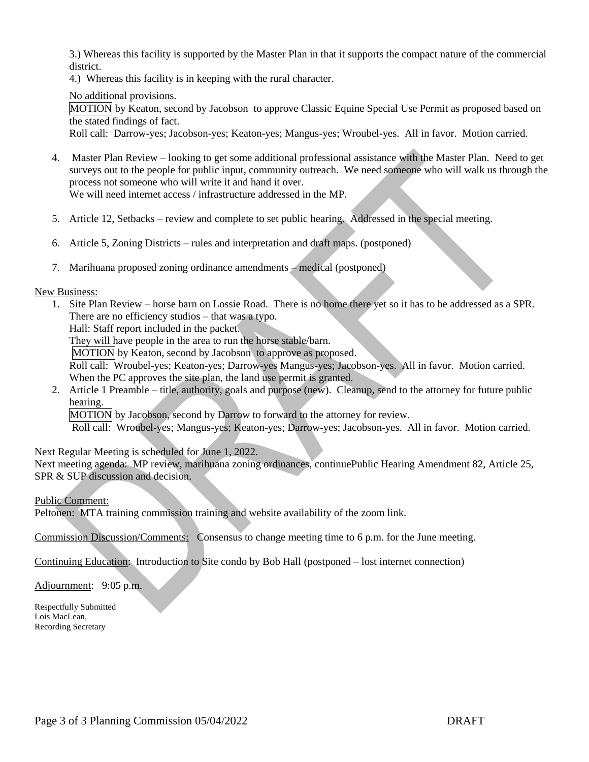3.) Whereas this facility is supported by the Master Plan in that it supports the compact nature of the commercial district.

4.) Whereas this facility is in keeping with the rural character.

No additional provisions.

MOTION by Keaton, second by Jacobson to approve Classic Equine Special Use Permit as proposed based on the stated findings of fact.

Roll call: Darrow-yes; Jacobson-yes; Keaton-yes; Mangus-yes; Wroubel-yes. All in favor. Motion carried.

4. Master Plan Review – looking to get some additional professional assistance with the Master Plan. Need to get surveys out to the people for public input, community outreach. We need someone who will walk us through the process not someone who will write it and hand it over.
   We will need internet access / infrastructure addressed in the MP.

5. Article 12, Setbacks – review and complete to set public hearing. Addressed in the special meeting.

6. Article 5, Zoning Districts – rules and interpretation and draft maps. (postponed)

7. Marihuana proposed zoning ordinance amendments – medical (postponed)

New Business:

1. Site Plan Review – horse barn on Lossie Road. There is no home there yet so it has to be addressed as a SPR. There are no efficiency studios – that was a typo.
   Hall: Staff report included in the packet.
   They will have people in the area to run the horse stable/barn.
   MOTION by Keaton, second by Jacobson to approve as proposed.
   Roll call: Wroubel-yes; Keaton-yes; Darrow-yes Mangus-yes; Jacobson-yes. All in favor. Motion carried.
   When the PC approves the site plan, the land use permit is granted.
2. Article 1 Preamble – title, authority, goals and purpose (new). Cleanup, send to the attorney for future public hearing.
   MOTION by Jacobson, second by Darrow to forward to the attorney for review.
   Roll call: Wroubel-yes; Mangus-yes; Keaton-yes; Darrow-yes; Jacobson-yes. All in favor. Motion carried.

Next Regular Meeting is scheduled for June 1, 2022.
Next meeting agenda: MP review, marihuana zoning ordinances, continuePublic Hearing Amendment 82, Article 25, SPR & SUP discussion and decision.

Public Comment:
Peltonen: MTA training commission training and website availability of the zoom link.

Commission Discussion/Comments: Consensus to change meeting time to 6 p.m. for the June meeting.

Continuing Education: Introduction to Site condo by Bob Hall (postponed – lost internet connection)

Adjournment: 9:05 p.m.

Respectfully Submitted
Lois MacLean,
Recording Secretary